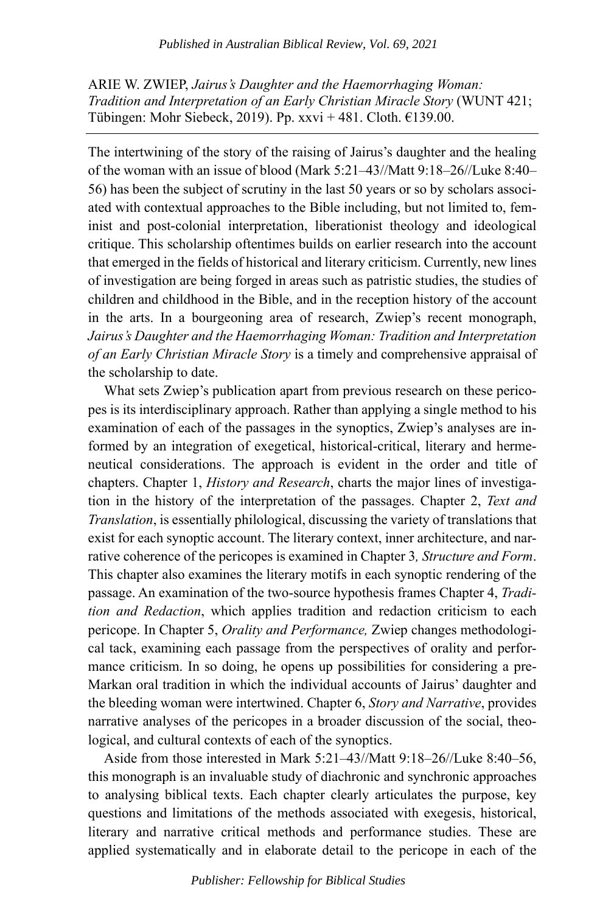ARIE W. ZWIEP, *Jairus's Daughter and the Haemorrhaging Woman: Tradition and Interpretation of an Early Christian Miracle Story* (WUNT 421; Tübingen: Mohr Siebeck, 2019). Pp. xxvi + 481. Cloth. €139.00.

---

The intertwining of the story of the raising of Jairus's daughter and the healing of the woman with an issue of blood (Mark 5:21–43//Matt 9:18–26//Luke 8:40–56) has been the subject of scrutiny in the last 50 years or so by scholars associated with contextual approaches to the Bible including, but not limited to, feminist and post-colonial interpretation, liberationist theology and ideological critique. This scholarship oftentimes builds on earlier research into the account that emerged in the fields of historical and literary criticism. Currently, new lines of investigation are being forged in areas such as patristic studies, the studies of children and childhood in the Bible, and in the reception history of the account in the arts. In a bourgeoning area of research, Zwiep's recent monograph, *Jairus's Daughter and the Haemorrhaging Woman: Tradition and Interpretation of an Early Christian Miracle Story* is a timely and comprehensive appraisal of the scholarship to date.

What sets Zwiep's publication apart from previous research on these pericopes is its interdisciplinary approach. Rather than applying a single method to his examination of each of the passages in the synoptics, Zwiep's analyses are informed by an integration of exegetical, historical-critical, literary and hermeneutical considerations. The approach is evident in the order and title of chapters. Chapter 1, *History and Research*, charts the major lines of investigation in the history of the interpretation of the passages. Chapter 2, *Text and Translation*, is essentially philological, discussing the variety of translations that exist for each synoptic account. The literary context, inner architecture, and narrative coherence of the pericopes is examined in Chapter 3*, Structure and Form*. This chapter also examines the literary motifs in each synoptic rendering of the passage. An examination of the two-source hypothesis frames Chapter 4, *Tradition and Redaction*, which applies tradition and redaction criticism to each pericope. In Chapter 5, *Orality and Performance,* Zwiep changes methodological tack, examining each passage from the perspectives of orality and performance criticism. In so doing, he opens up possibilities for considering a pre-Markan oral tradition in which the individual accounts of Jairus' daughter and the bleeding woman were intertwined. Chapter 6, *Story and Narrative*, provides narrative analyses of the pericopes in a broader discussion of the social, theological, and cultural contexts of each of the synoptics.

Aside from those interested in Mark 5:21–43//Matt 9:18–26//Luke 8:40–56, this monograph is an invaluable study of diachronic and synchronic approaches to analysing biblical texts. Each chapter clearly articulates the purpose, key questions and limitations of the methods associated with exegesis, historical, literary and narrative critical methods and performance studies. These are applied systematically and in elaborate detail to the pericope in each of the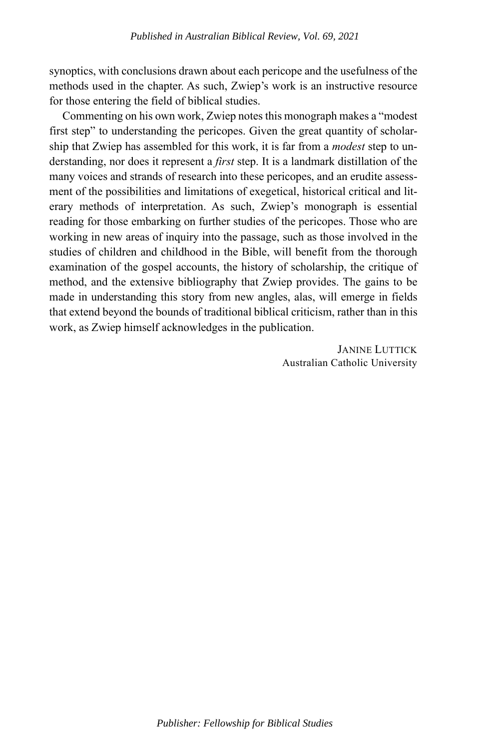synoptics, with conclusions drawn about each pericope and the usefulness of the methods used in the chapter. As such, Zwiep's work is an instructive resource for those entering the field of biblical studies.

Commenting on his own work, Zwiep notes this monograph makes a "modest first step" to understanding the pericopes. Given the great quantity of scholarship that Zwiep has assembled for this work, it is far from a *modest* step to understanding, nor does it represent a *first* step. It is a landmark distillation of the many voices and strands of research into these pericopes, and an erudite assessment of the possibilities and limitations of exegetical, historical critical and literary methods of interpretation. As such, Zwiep's monograph is essential reading for those embarking on further studies of the pericopes. Those who are working in new areas of inquiry into the passage, such as those involved in the studies of children and childhood in the Bible, will benefit from the thorough examination of the gospel accounts, the history of scholarship, the critique of method, and the extensive bibliography that Zwiep provides. The gains to be made in understanding this story from new angles, alas, will emerge in fields that extend beyond the bounds of traditional biblical criticism, rather than in this work, as Zwiep himself acknowledges in the publication.

JANINE LUTTICK
Australian Catholic University